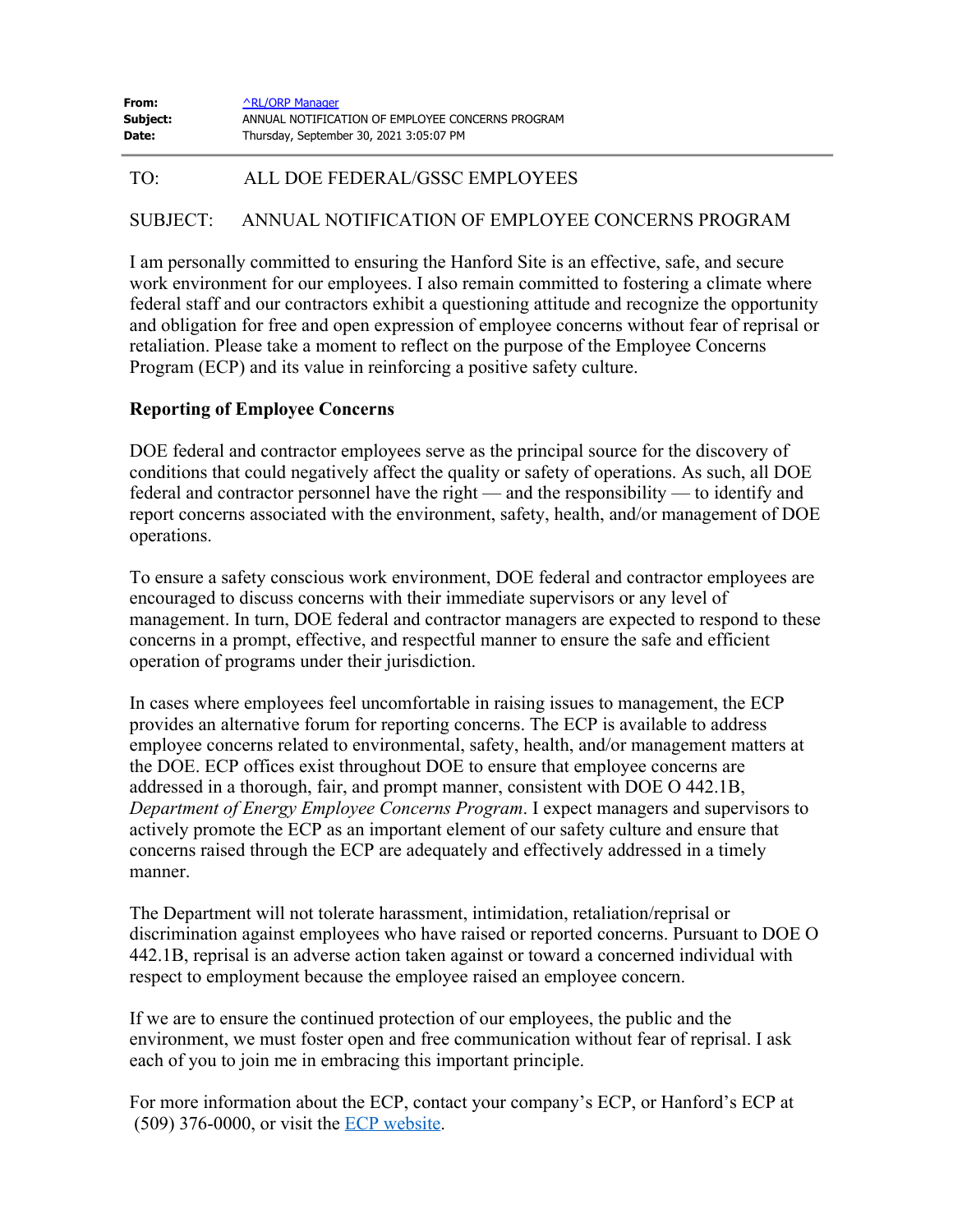**From:** ^RL/ORP Manager
**Subject:** ANNUAL NOTIFICATION OF EMPLOYEE CONCERNS PROGRAM
**Date:** Thursday, September 30, 2021 3:05:07 PM

---

TO: ALL DOE FEDERAL/GSSC EMPLOYEES

SUBJECT: ANNUAL NOTIFICATION OF EMPLOYEE CONCERNS PROGRAM

I am personally committed to ensuring the Hanford Site is an effective, safe, and secure work environment for our employees. I also remain committed to fostering a climate where federal staff and our contractors exhibit a questioning attitude and recognize the opportunity and obligation for free and open expression of employee concerns without fear of reprisal or retaliation. Please take a moment to reflect on the purpose of the Employee Concerns Program (ECP) and its value in reinforcing a positive safety culture.

**Reporting of Employee Concerns**

DOE federal and contractor employees serve as the principal source for the discovery of conditions that could negatively affect the quality or safety of operations. As such, all DOE federal and contractor personnel have the right — and the responsibility — to identify and report concerns associated with the environment, safety, health, and/or management of DOE operations.

To ensure a safety conscious work environment, DOE federal and contractor employees are encouraged to discuss concerns with their immediate supervisors or any level of management. In turn, DOE federal and contractor managers are expected to respond to these concerns in a prompt, effective, and respectful manner to ensure the safe and efficient operation of programs under their jurisdiction.

In cases where employees feel uncomfortable in raising issues to management, the ECP provides an alternative forum for reporting concerns. The ECP is available to address employee concerns related to environmental, safety, health, and/or management matters at the DOE. ECP offices exist throughout DOE to ensure that employee concerns are addressed in a thorough, fair, and prompt manner, consistent with DOE O 442.1B, *Department of Energy Employee Concerns Program*. I expect managers and supervisors to actively promote the ECP as an important element of our safety culture and ensure that concerns raised through the ECP are adequately and effectively addressed in a timely manner.

The Department will not tolerate harassment, intimidation, retaliation/reprisal or discrimination against employees who have raised or reported concerns. Pursuant to DOE O 442.1B, reprisal is an adverse action taken against or toward a concerned individual with respect to employment because the employee raised an employee concern.

If we are to ensure the continued protection of our employees, the public and the environment, we must foster open and free communication without fear of reprisal. I ask each of you to join me in embracing this important principle.

For more information about the ECP, contact your company's ECP, or Hanford's ECP at (509) 376-0000, or visit the ECP website.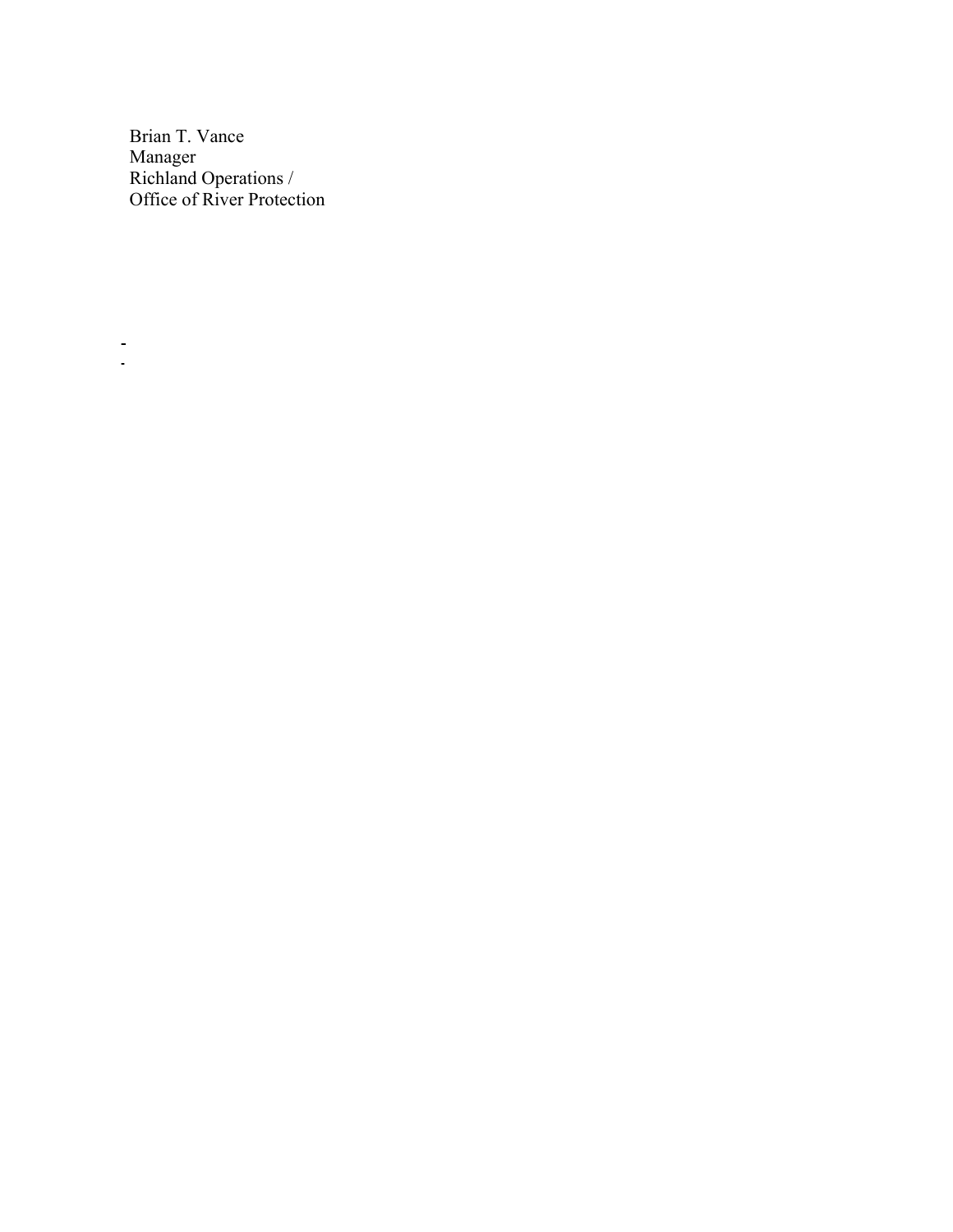Brian T. Vance
Manager
Richland Operations /
Office of River Protection